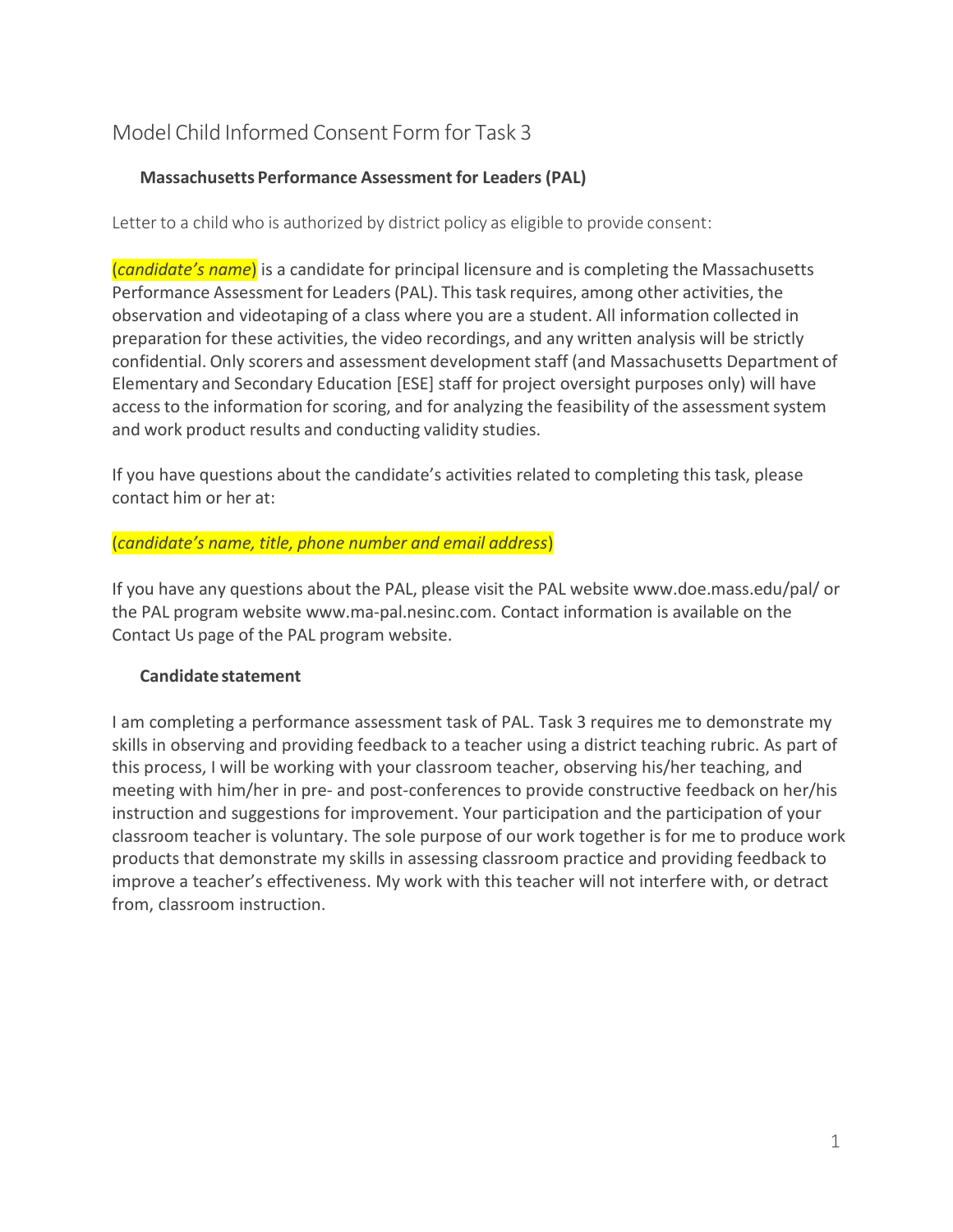# Model Child Informed Consent Form for Task 3

### Massachusetts Performance Assessment for Leaders (PAL)

Letter to a child who is authorized by district policy as eligible to provide consent:

(*candidate's name*) is a candidate for principal licensure and is completing the Massachusetts Performance Assessment for Leaders (PAL). This task requires, among other activities, the observation and videotaping of a class where you are a student. All information collected in preparation for these activities, the video recordings, and any written analysis will be strictly confidential. Only scorers and assessment development staff (and Massachusetts Department of Elementary and Secondary Education [ESE] staff for project oversight purposes only) will have access to the information for scoring, and for analyzing the feasibility of the assessment system and work product results and conducting validity studies.

If you have questions about the candidate's activities related to completing this task, please contact him or her at:

(*candidate's name, title, phone number and email address*)

If you have any questions about the PAL, please visit the PAL website www.doe.mass.edu/pal/ or the PAL program website www.ma-pal.nesinc.com. Contact information is available on the Contact Us page of the PAL program website.

### Candidate statement

I am completing a performance assessment task of PAL. Task 3 requires me to demonstrate my skills in observing and providing feedback to a teacher using a district teaching rubric. As part of this process, I will be working with your classroom teacher, observing his/her teaching, and meeting with him/her in pre- and post-conferences to provide constructive feedback on her/his instruction and suggestions for improvement. Your participation and the participation of your classroom teacher is voluntary. The sole purpose of our work together is for me to produce work products that demonstrate my skills in assessing classroom practice and providing feedback to improve a teacher's effectiveness. My work with this teacher will not interfere with, or detract from, classroom instruction.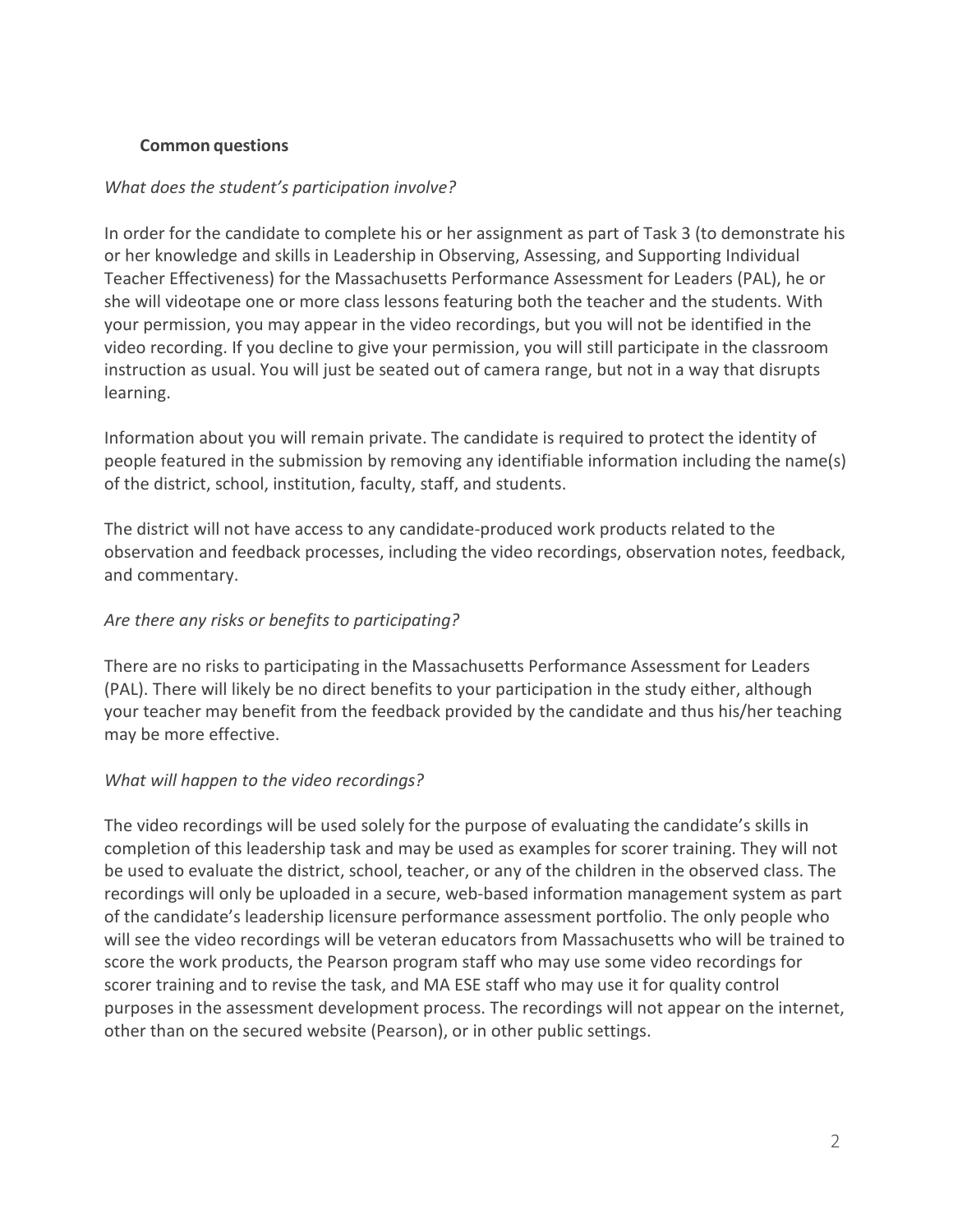**Common questions**

*What does the student's participation involve?*

In order for the candidate to complete his or her assignment as part of Task 3 (to demonstrate his or her knowledge and skills in Leadership in Observing, Assessing, and Supporting Individual Teacher Effectiveness) for the Massachusetts Performance Assessment for Leaders (PAL), he or she will videotape one or more class lessons featuring both the teacher and the students. With your permission, you may appear in the video recordings, but you will not be identified in the video recording. If you decline to give your permission, you will still participate in the classroom instruction as usual. You will just be seated out of camera range, but not in a way that disrupts learning.

Information about you will remain private. The candidate is required to protect the identity of people featured in the submission by removing any identifiable information including the name(s) of the district, school, institution, faculty, staff, and students.

The district will not have access to any candidate-produced work products related to the observation and feedback processes, including the video recordings, observation notes, feedback, and commentary.

*Are there any risks or benefits to participating?*

There are no risks to participating in the Massachusetts Performance Assessment for Leaders (PAL). There will likely be no direct benefits to your participation in the study either, although your teacher may benefit from the feedback provided by the candidate and thus his/her teaching may be more effective.

*What will happen to the video recordings?*

The video recordings will be used solely for the purpose of evaluating the candidate's skills in completion of this leadership task and may be used as examples for scorer training. They will not be used to evaluate the district, school, teacher, or any of the children in the observed class. The recordings will only be uploaded in a secure, web-based information management system as part of the candidate's leadership licensure performance assessment portfolio. The only people who will see the video recordings will be veteran educators from Massachusetts who will be trained to score the work products, the Pearson program staff who may use some video recordings for scorer training and to revise the task, and MA ESE staff who may use it for quality control purposes in the assessment development process. The recordings will not appear on the internet, other than on the secured website (Pearson), or in other public settings.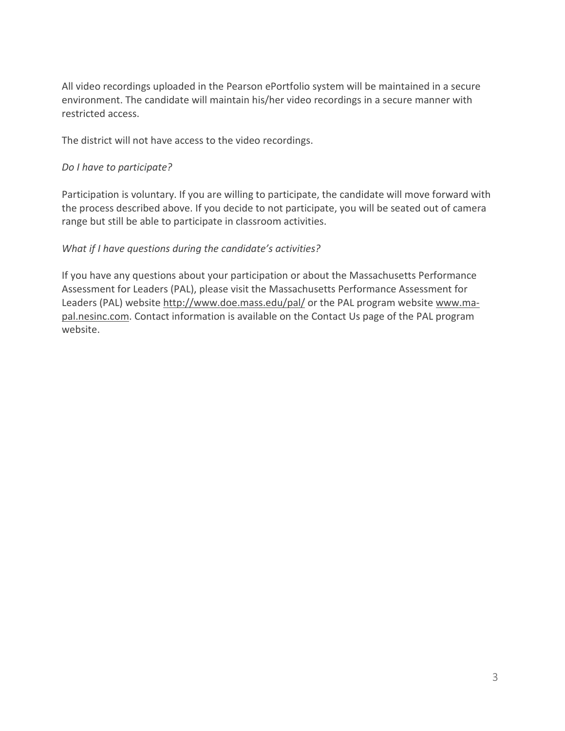All video recordings uploaded in the Pearson ePortfolio system will be maintained in a secure environment. The candidate will maintain his/her video recordings in a secure manner with restricted access.

The district will not have access to the video recordings.

*Do I have to participate?*

Participation is voluntary. If you are willing to participate, the candidate will move forward with the process described above. If you decide to not participate, you will be seated out of camera range but still be able to participate in classroom activities.

*What if I have questions during the candidate's activities?*

If you have any questions about your participation or about the Massachusetts Performance Assessment for Leaders (PAL), please visit the Massachusetts Performance Assessment for Leaders (PAL) website http://www.doe.mass.edu/pal/ or the PAL program website www.ma-pal.nesinc.com. Contact information is available on the Contact Us page of the PAL program website.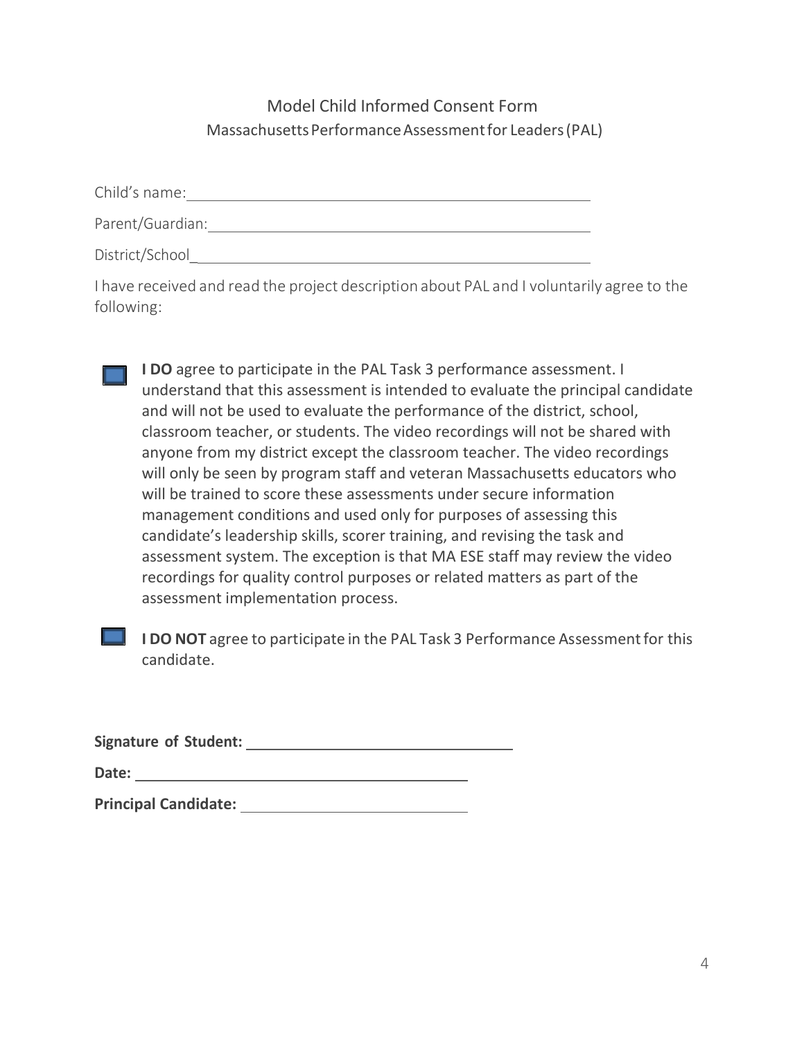# Model Child Informed Consent Form

## Massachusetts Performance Assessment for Leaders (PAL)

Child's name: ______________________________

Parent/Guardian: ______________________________

District/School_ ______________________________

I have received and read the project description about PAL and I voluntarily agree to the following:

- ☐ **I DO** agree to participate in the PAL Task 3 performance assessment. I understand that this assessment is intended to evaluate the principal candidate and will not be used to evaluate the performance of the district, school, classroom teacher, or students. The video recordings will not be shared with anyone from my district except the classroom teacher. The video recordings will only be seen by program staff and veteran Massachusetts educators who will be trained to score these assessments under secure information management conditions and used only for purposes of assessing this candidate's leadership skills, scorer training, and revising the task and assessment system. The exception is that MA ESE staff may review the video recordings for quality control purposes or related matters as part of the assessment implementation process.

- ☐ **I DO NOT** agree to participate in the PAL Task 3 Performance Assessment for this candidate.

**Signature of Student:** ______________________________

**Date:** ______________________________

**Principal Candidate:** ______________________________